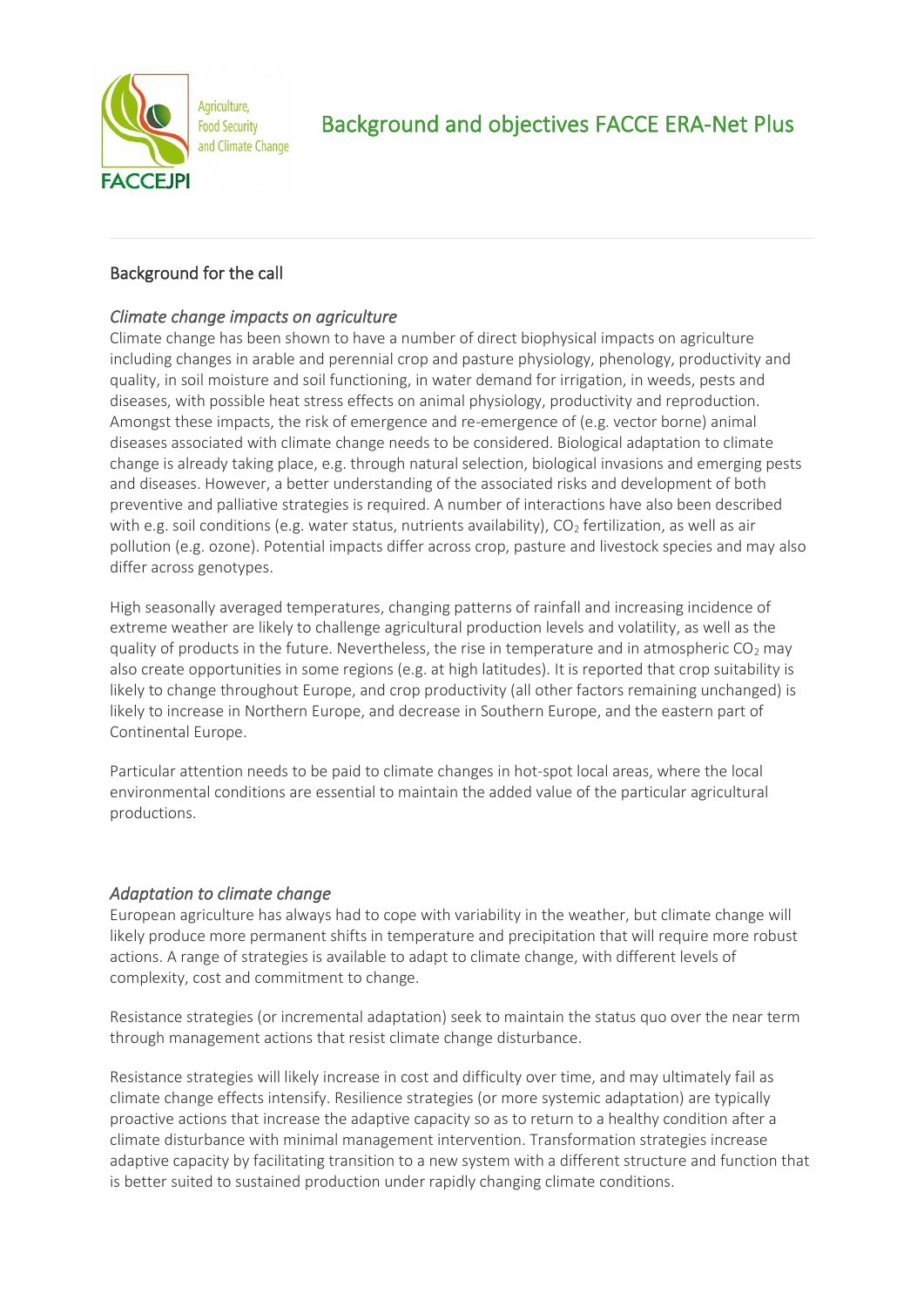# Background and objectives FACCE ERA-Net Plus

## Background for the call

### *Climate change impacts on agriculture*

Climate change has been shown to have a number of direct biophysical impacts on agriculture including changes in arable and perennial crop and pasture physiology, phenology, productivity and quality, in soil moisture and soil functioning, in water demand for irrigation, in weeds, pests and diseases, with possible heat stress effects on animal physiology, productivity and reproduction. Amongst these impacts, the risk of emergence and re-emergence of (e.g. vector borne) animal diseases associated with climate change needs to be considered. Biological adaptation to climate change is already taking place, e.g. through natural selection, biological invasions and emerging pests and diseases. However, a better understanding of the associated risks and development of both preventive and palliative strategies is required. A number of interactions have also been described with e.g. soil conditions (e.g. water status, nutrients availability), $CO_2$ fertilization, as well as air pollution (e.g. ozone). Potential impacts differ across crop, pasture and livestock species and may also differ across genotypes.

High seasonally averaged temperatures, changing patterns of rainfall and increasing incidence of extreme weather are likely to challenge agricultural production levels and volatility, as well as the quality of products in the future. Nevertheless, the rise in temperature and in atmospheric $CO_2$ may also create opportunities in some regions (e.g. at high latitudes). It is reported that crop suitability is likely to change throughout Europe, and crop productivity (all other factors remaining unchanged) is likely to increase in Northern Europe, and decrease in Southern Europe, and the eastern part of Continental Europe.

Particular attention needs to be paid to climate changes in hot-spot local areas, where the local environmental conditions are essential to maintain the added value of the particular agricultural productions.

### *Adaptation to climate change*

European agriculture has always had to cope with variability in the weather, but climate change will likely produce more permanent shifts in temperature and precipitation that will require more robust actions. A range of strategies is available to adapt to climate change, with different levels of complexity, cost and commitment to change.

Resistance strategies (or incremental adaptation) seek to maintain the status quo over the near term through management actions that resist climate change disturbance.

Resistance strategies will likely increase in cost and difficulty over time, and may ultimately fail as climate change effects intensify. Resilience strategies (or more systemic adaptation) are typically proactive actions that increase the adaptive capacity so as to return to a healthy condition after a climate disturbance with minimal management intervention. Transformation strategies increase adaptive capacity by facilitating transition to a new system with a different structure and function that is better suited to sustained production under rapidly changing climate conditions.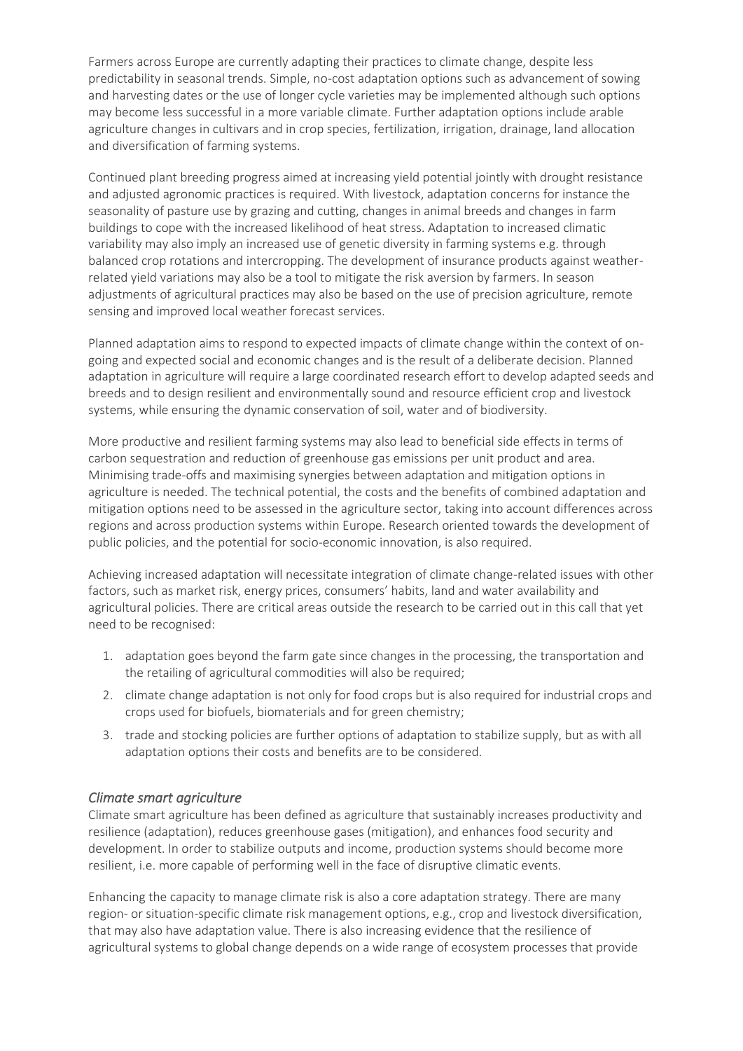Farmers across Europe are currently adapting their practices to climate change, despite less predictability in seasonal trends. Simple, no-cost adaptation options such as advancement of sowing and harvesting dates or the use of longer cycle varieties may be implemented although such options may become less successful in a more variable climate. Further adaptation options include arable agriculture changes in cultivars and in crop species, fertilization, irrigation, drainage, land allocation and diversification of farming systems.

Continued plant breeding progress aimed at increasing yield potential jointly with drought resistance and adjusted agronomic practices is required. With livestock, adaptation concerns for instance the seasonality of pasture use by grazing and cutting, changes in animal breeds and changes in farm buildings to cope with the increased likelihood of heat stress. Adaptation to increased climatic variability may also imply an increased use of genetic diversity in farming systems e.g. through balanced crop rotations and intercropping. The development of insurance products against weather-related yield variations may also be a tool to mitigate the risk aversion by farmers. In season adjustments of agricultural practices may also be based on the use of precision agriculture, remote sensing and improved local weather forecast services.

Planned adaptation aims to respond to expected impacts of climate change within the context of on-going and expected social and economic changes and is the result of a deliberate decision. Planned adaptation in agriculture will require a large coordinated research effort to develop adapted seeds and breeds and to design resilient and environmentally sound and resource efficient crop and livestock systems, while ensuring the dynamic conservation of soil, water and of biodiversity.

More productive and resilient farming systems may also lead to beneficial side effects in terms of carbon sequestration and reduction of greenhouse gas emissions per unit product and area. Minimising trade-offs and maximising synergies between adaptation and mitigation options in agriculture is needed. The technical potential, the costs and the benefits of combined adaptation and mitigation options need to be assessed in the agriculture sector, taking into account differences across regions and across production systems within Europe. Research oriented towards the development of public policies, and the potential for socio-economic innovation, is also required.

Achieving increased adaptation will necessitate integration of climate change-related issues with other factors, such as market risk, energy prices, consumers' habits, land and water availability and agricultural policies. There are critical areas outside the research to be carried out in this call that yet need to be recognised:

1. adaptation goes beyond the farm gate since changes in the processing, the transportation and the retailing of agricultural commodities will also be required;
2. climate change adaptation is not only for food crops but is also required for industrial crops and crops used for biofuels, biomaterials and for green chemistry;
3. trade and stocking policies are further options of adaptation to stabilize supply, but as with all adaptation options their costs and benefits are to be considered.

### *Climate smart agriculture*

Climate smart agriculture has been defined as agriculture that sustainably increases productivity and resilience (adaptation), reduces greenhouse gases (mitigation), and enhances food security and development. In order to stabilize outputs and income, production systems should become more resilient, i.e. more capable of performing well in the face of disruptive climatic events.

Enhancing the capacity to manage climate risk is also a core adaptation strategy. There are many region- or situation-specific climate risk management options, e.g., crop and livestock diversification, that may also have adaptation value. There is also increasing evidence that the resilience of agricultural systems to global change depends on a wide range of ecosystem processes that provide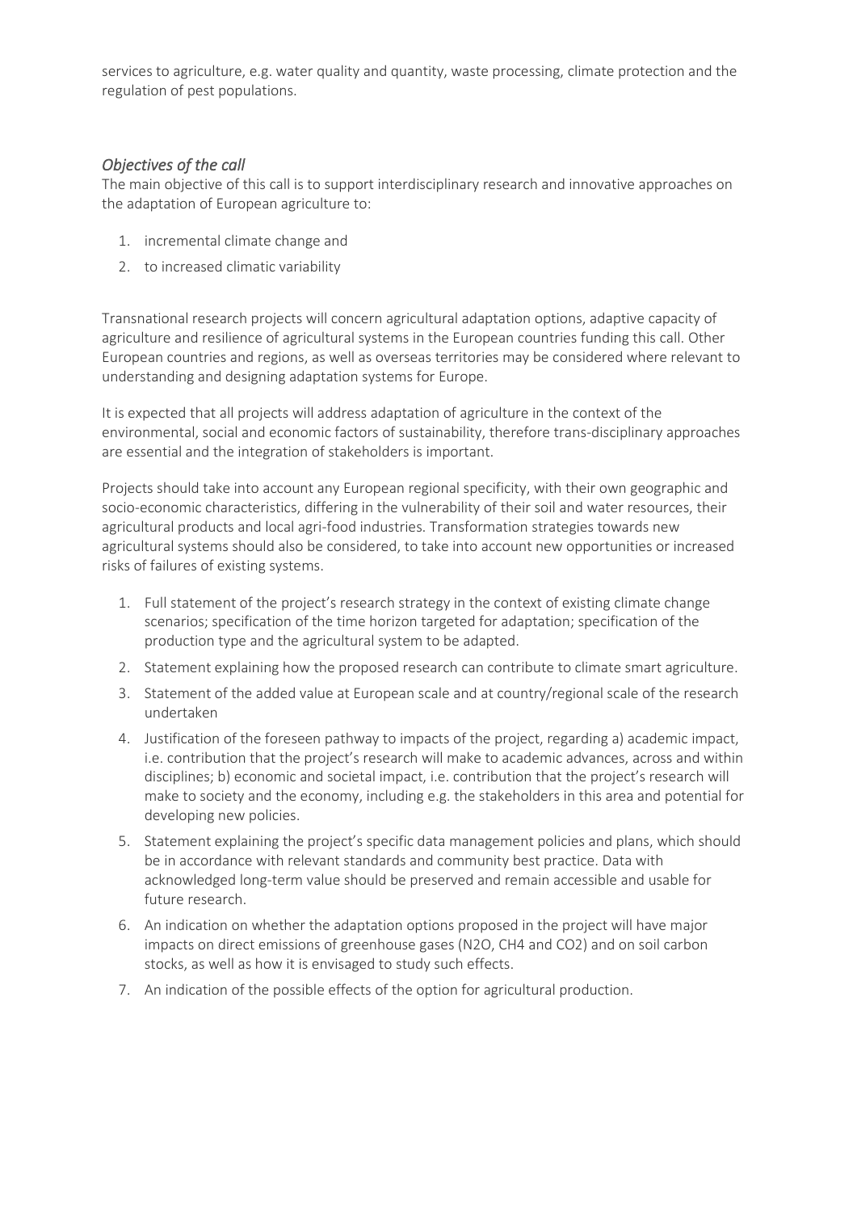services to agriculture, e.g. water quality and quantity, waste processing, climate protection and the regulation of pest populations.

### *Objectives of the call*

The main objective of this call is to support interdisciplinary research and innovative approaches on the adaptation of European agriculture to:

1. incremental climate change and
2. to increased climatic variability

Transnational research projects will concern agricultural adaptation options, adaptive capacity of agriculture and resilience of agricultural systems in the European countries funding this call. Other European countries and regions, as well as overseas territories may be considered where relevant to understanding and designing adaptation systems for Europe.

It is expected that all projects will address adaptation of agriculture in the context of the environmental, social and economic factors of sustainability, therefore trans-disciplinary approaches are essential and the integration of stakeholders is important.

Projects should take into account any European regional specificity, with their own geographic and socio-economic characteristics, differing in the vulnerability of their soil and water resources, their agricultural products and local agri-food industries. Transformation strategies towards new agricultural systems should also be considered, to take into account new opportunities or increased risks of failures of existing systems.

1. Full statement of the project's research strategy in the context of existing climate change scenarios; specification of the time horizon targeted for adaptation; specification of the production type and the agricultural system to be adapted.
2. Statement explaining how the proposed research can contribute to climate smart agriculture.
3. Statement of the added value at European scale and at country/regional scale of the research undertaken
4. Justification of the foreseen pathway to impacts of the project, regarding a) academic impact, i.e. contribution that the project's research will make to academic advances, across and within disciplines; b) economic and societal impact, i.e. contribution that the project's research will make to society and the economy, including e.g. the stakeholders in this area and potential for developing new policies.
5. Statement explaining the project's specific data management policies and plans, which should be in accordance with relevant standards and community best practice. Data with acknowledged long-term value should be preserved and remain accessible and usable for future research.
6. An indication on whether the adaptation options proposed in the project will have major impacts on direct emissions of greenhouse gases ($N_2O$, $CH_4$ and $CO_2$) and on soil carbon stocks, as well as how it is envisaged to study such effects.
7. An indication of the possible effects of the option for agricultural production.